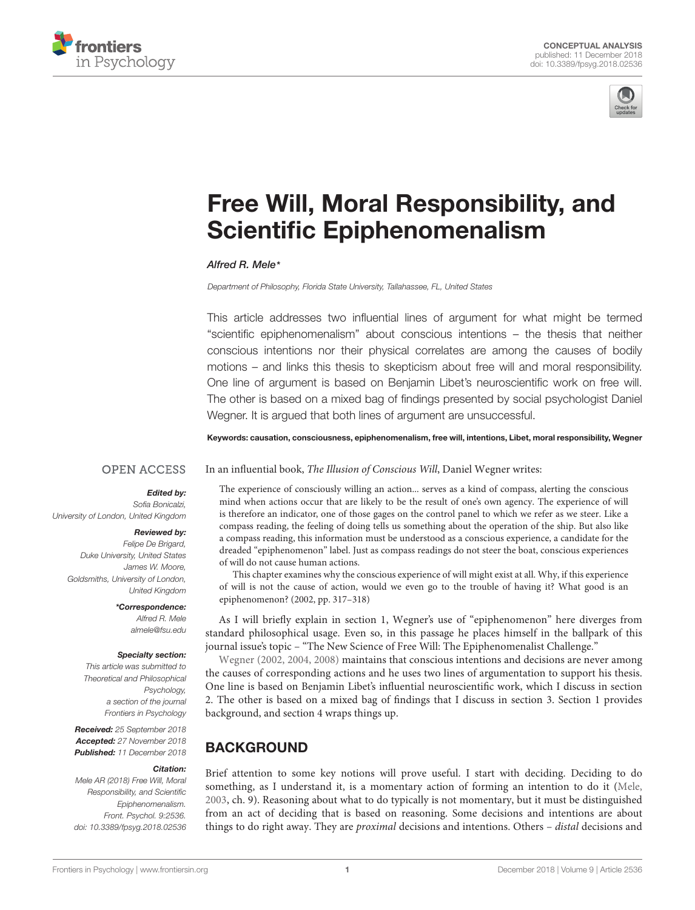CONCEPTUAL ANALYSIS
published: 11 December 2018
doi: 10.3389/fpsyg.2018.02536

# Free Will, Moral Responsibility, and Scientific Epiphenomenalism

*Alfred R. Mele\**

*Department of Philosophy, Florida State University, Tallahassee, FL, United States*

This article addresses two influential lines of argument for what might be termed "scientific epiphenomenalism" about conscious intentions – the thesis that neither conscious intentions nor their physical correlates are among the causes of bodily motions – and links this thesis to skepticism about free will and moral responsibility. One line of argument is based on Benjamin Libet's neuroscientific work on free will. The other is based on a mixed bag of findings presented by social psychologist Daniel Wegner. It is argued that both lines of argument are unsuccessful.

**Keywords: causation, consciousness, epiphenomenalism, free will, intentions, Libet, moral responsibility, Wegner**

OPEN ACCESS

***Edited by:***
*Sofia Bonicalzi,*
*University of London, United Kingdom*

***Reviewed by:***
*Felipe De Brigard,*
*Duke University, United States*
*James W. Moore,*
*Goldsmiths, University of London,*
*United Kingdom*

***\*Correspondence:***
*Alfred R. Mele*
*almele@fsu.edu*

***Specialty section:***
*This article was submitted to Theoretical and Philosophical Psychology, a section of the journal Frontiers in Psychology*

***Received:*** *25 September 2018*
***Accepted:*** *27 November 2018*
***Published:*** *11 December 2018*

***Citation:***
*Mele AR (2018) Free Will, Moral Responsibility, and Scientific Epiphenomenalism. Front. Psychol. 9:2536. doi: 10.3389/fpsyg.2018.02536*

In an influential book, *The Illusion of Conscious Will*, Daniel Wegner writes:

> The experience of consciously willing an action... serves as a kind of compass, alerting the conscious mind when actions occur that are likely to be the result of one's own agency. The experience of will is therefore an indicator, one of those gages on the control panel to which we refer as we steer. Like a compass reading, the feeling of doing tells us something about the operation of the ship. But also like a compass reading, this information must be understood as a conscious experience, a candidate for the dreaded "epiphenomenon" label. Just as compass readings do not steer the boat, conscious experiences of will do not cause human actions.
>
> This chapter examines why the conscious experience of will might exist at all. Why, if this experience of will is not the cause of action, would we even go to the trouble of having it? What good is an epiphenomenon? (2002, pp. 317–318)

As I will briefly explain in section 1, Wegner's use of "epiphenomenon" here diverges from standard philosophical usage. Even so, in this passage he places himself in the ballpark of this journal issue's topic – "The New Science of Free Will: The Epiphenomenalist Challenge."

Wegner (2002, 2004, 2008) maintains that conscious intentions and decisions are never among the causes of corresponding actions and he uses two lines of argumentation to support his thesis. One line is based on Benjamin Libet's influential neuroscientific work, which I discuss in section 2. The other is based on a mixed bag of findings that I discuss in section 3. Section 1 provides background, and section 4 wraps things up.

## BACKGROUND

Brief attention to some key notions will prove useful. I start with deciding. Deciding to do something, as I understand it, is a momentary action of forming an intention to do it (Mele, 2003, ch. 9). Reasoning about what to do typically is not momentary, but it must be distinguished from an act of deciding that is based on reasoning. Some decisions and intentions are about things to do right away. They are *proximal* decisions and intentions. Others – *distal* decisions and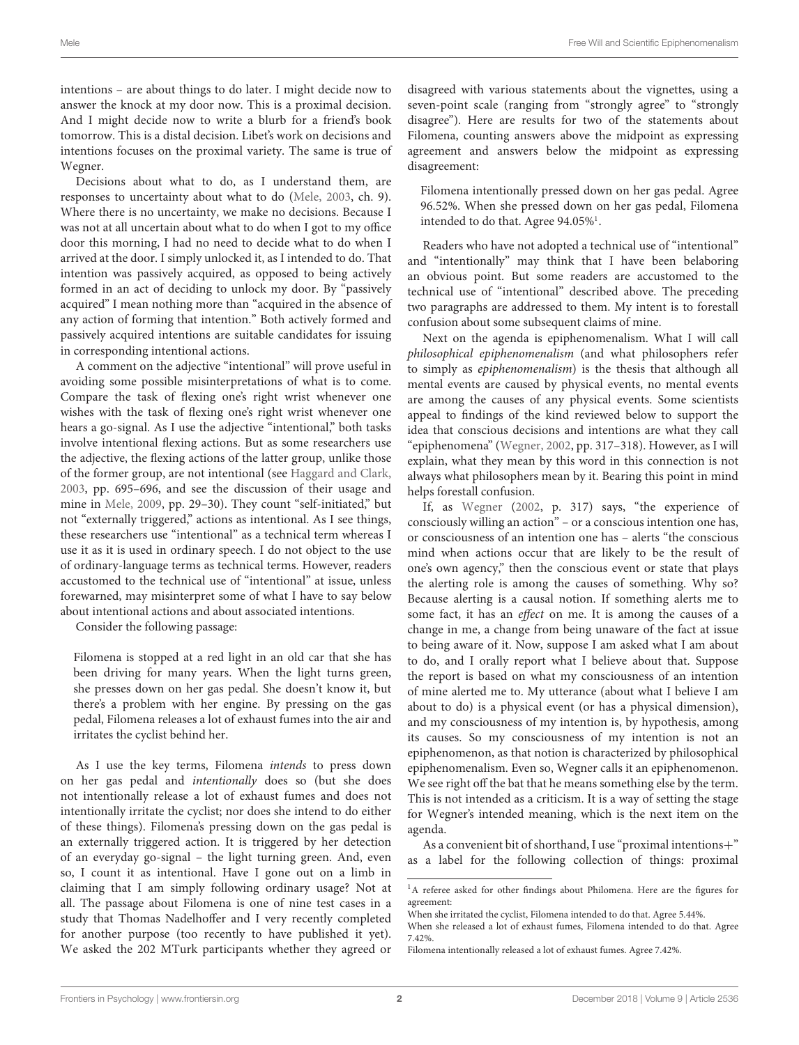intentions – are about things to do later. I might decide now to answer the knock at my door now. This is a proximal decision. And I might decide now to write a blurb for a friend's book tomorrow. This is a distal decision. Libet's work on decisions and intentions focuses on the proximal variety. The same is true of Wegner.

Decisions about what to do, as I understand them, are responses to uncertainty about what to do (Mele, 2003, ch. 9). Where there is no uncertainty, we make no decisions. Because I was not at all uncertain about what to do when I got to my office door this morning, I had no need to decide what to do when I arrived at the door. I simply unlocked it, as I intended to do. That intention was passively acquired, as opposed to being actively formed in an act of deciding to unlock my door. By "passively acquired" I mean nothing more than "acquired in the absence of any action of forming that intention." Both actively formed and passively acquired intentions are suitable candidates for issuing in corresponding intentional actions.

A comment on the adjective "intentional" will prove useful in avoiding some possible misinterpretations of what is to come. Compare the task of flexing one's right wrist whenever one wishes with the task of flexing one's right wrist whenever one hears a go-signal. As I use the adjective "intentional," both tasks involve intentional flexing actions. But as some researchers use the adjective, the flexing actions of the latter group, unlike those of the former group, are not intentional (see Haggard and Clark, 2003, pp. 695–696, and see the discussion of their usage and mine in Mele, 2009, pp. 29–30). They count "self-initiated," but not "externally triggered," actions as intentional. As I see things, these researchers use "intentional" as a technical term whereas I use it as it is used in ordinary speech. I do not object to the use of ordinary-language terms as technical terms. However, readers accustomed to the technical use of "intentional" at issue, unless forewarned, may misinterpret some of what I have to say below about intentional actions and about associated intentions.

Consider the following passage:

> Filomena is stopped at a red light in an old car that she has been driving for many years. When the light turns green, she presses down on her gas pedal. She doesn't know it, but there's a problem with her engine. By pressing on the gas pedal, Filomena releases a lot of exhaust fumes into the air and irritates the cyclist behind her.

As I use the key terms, Filomena *intends* to press down on her gas pedal and *intentionally* does so (but she does not intentionally release a lot of exhaust fumes and does not intentionally irritate the cyclist; nor does she intend to do either of these things). Filomena's pressing down on the gas pedal is an externally triggered action. It is triggered by her detection of an everyday go-signal – the light turning green. And, even so, I count it as intentional. Have I gone out on a limb in claiming that I am simply following ordinary usage? Not at all. The passage about Filomena is one of nine test cases in a study that Thomas Nadelhoffer and I very recently completed for another purpose (too recently to have published it yet). We asked the 202 MTurk participants whether they agreed or disagreed with various statements about the vignettes, using a seven-point scale (ranging from "strongly agree" to "strongly disagree"). Here are results for two of the statements about Filomena, counting answers above the midpoint as expressing agreement and answers below the midpoint as expressing disagreement:

> Filomena intentionally pressed down on her gas pedal. Agree 96.52%. When she pressed down on her gas pedal, Filomena intended to do that. Agree 94.05%[1].

Readers who have not adopted a technical use of "intentional" and "intentionally" may think that I have been belaboring an obvious point. But some readers are accustomed to the technical use of "intentional" described above. The preceding two paragraphs are addressed to them. My intent is to forestall confusion about some subsequent claims of mine.

Next on the agenda is epiphenomenalism. What I will call *philosophical epiphenomenalism* (and what philosophers refer to simply as *epiphenomenalism*) is the thesis that although all mental events are caused by physical events, no mental events are among the causes of any physical events. Some scientists appeal to findings of the kind reviewed below to support the idea that conscious decisions and intentions are what they call "epiphenomena" (Wegner, 2002, pp. 317–318). However, as I will explain, what they mean by this word in this connection is not always what philosophers mean by it. Bearing this point in mind helps forestall confusion.

If, as Wegner (2002, p. 317) says, "the experience of consciously willing an action" – or a conscious intention one has, or consciousness of an intention one has – alerts "the conscious mind when actions occur that are likely to be the result of one's own agency," then the conscious event or state that plays the alerting role is among the causes of something. Why so? Because alerting is a causal notion. If something alerts me to some fact, it has an *effect* on me. It is among the causes of a change in me, a change from being unaware of the fact at issue to being aware of it. Now, suppose I am asked what I am about to do, and I orally report what I believe about that. Suppose the report is based on what my consciousness of an intention of mine alerted me to. My utterance (about what I believe I am about to do) is a physical event (or has a physical dimension), and my consciousness of my intention is, by hypothesis, among its causes. So my consciousness of my intention is not an epiphenomenon, as that notion is characterized by philosophical epiphenomenalism. Even so, Wegner calls it an epiphenomenon. We see right off the bat that he means something else by the term. This is not intended as a criticism. It is a way of setting the stage for Wegner's intended meaning, which is the next item on the agenda.

As a convenient bit of shorthand, I use "proximal intentions+" as a label for the following collection of things: proximal

---

[1] A referee asked for other findings about Philomena. Here are the figures for agreement:

When she irritated the cyclist, Filomena intended to do that. Agree 5.44%.

When she released a lot of exhaust fumes, Filomena intended to do that. Agree 7.42%.

Filomena intentionally released a lot of exhaust fumes. Agree 7.42%.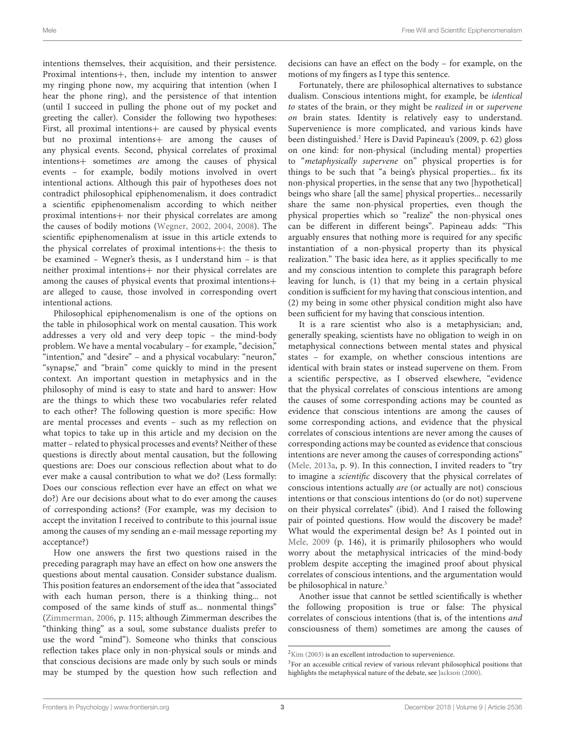intentions themselves, their acquisition, and their persistence. Proximal intentions+, then, include my intention to answer my ringing phone now, my acquiring that intention (when I hear the phone ring), and the persistence of that intention (until I succeed in pulling the phone out of my pocket and greeting the caller). Consider the following two hypotheses: First, all proximal intentions+ are caused by physical events but no proximal intentions+ are among the causes of any physical events. Second, physical correlates of proximal intentions+ sometimes *are* among the causes of physical events – for example, bodily motions involved in overt intentional actions. Although this pair of hypotheses does not contradict philosophical epiphenomenalism, it does contradict a scientific epiphenomenalism according to which neither proximal intentions+ nor their physical correlates are among the causes of bodily motions (Wegner, 2002, 2004, 2008). The scientific epiphenomenalism at issue in this article extends to the physical correlates of proximal intentions+: the thesis to be examined – Wegner's thesis, as I understand him – is that neither proximal intentions+ nor their physical correlates are among the causes of physical events that proximal intentions+ are alleged to cause, those involved in corresponding overt intentional actions.

Philosophical epiphenomenalism is one of the options on the table in philosophical work on mental causation. This work addresses a very old and very deep topic – the mind-body problem. We have a mental vocabulary – for example, "decision," "intention," and "desire" – and a physical vocabulary: "neuron," "synapse," and "brain" come quickly to mind in the present context. An important question in metaphysics and in the philosophy of mind is easy to state and hard to answer: How are the things to which these two vocabularies refer related to each other? The following question is more specific: How are mental processes and events – such as my reflection on what topics to take up in this article and my decision on the matter – related to physical processes and events? Neither of these questions is directly about mental causation, but the following questions are: Does our conscious reflection about what to do ever make a causal contribution to what we do? (Less formally: Does our conscious reflection ever have an effect on what we do?) Are our decisions about what to do ever among the causes of corresponding actions? (For example, was my decision to accept the invitation I received to contribute to this journal issue among the causes of my sending an e-mail message reporting my acceptance?)

How one answers the first two questions raised in the preceding paragraph may have an effect on how one answers the questions about mental causation. Consider substance dualism. This position features an endorsement of the idea that "associated with each human person, there is a thinking thing... not composed of the same kinds of stuff as... nonmental things" (Zimmerman, 2006, p. 115; although Zimmerman describes the "thinking thing" as a soul, some substance dualists prefer to use the word "mind"). Someone who thinks that conscious reflection takes place only in non-physical souls or minds and that conscious decisions are made only by such souls or minds may be stumped by the question how such reflection and decisions can have an effect on the body – for example, on the motions of my fingers as I type this sentence.

Fortunately, there are philosophical alternatives to substance dualism. Conscious intentions might, for example, be *identical to* states of the brain, or they might be *realized in* or *supervene on* brain states. Identity is relatively easy to understand. Supervenience is more complicated, and various kinds have been distinguished.[2] Here is David Papineau's (2009, p. 62) gloss on one kind: for non-physical (including mental) properties to "*metaphysically supervene* on" physical properties is for things to be such that "a being's physical properties... fix its non-physical properties, in the sense that any two [hypothetical] beings who share [all the same] physical properties... necessarily share the same non-physical properties, even though the physical properties which so "realize" the non-physical ones can be different in different beings". Papineau adds: "This arguably ensures that nothing more is required for any specific instantiation of a non-physical property than its physical realization." The basic idea here, as it applies specifically to me and my conscious intention to complete this paragraph before leaving for lunch, is (1) that my being in a certain physical condition is sufficient for my having that conscious intention, and (2) my being in some other physical condition might also have been sufficient for my having that conscious intention.

It is a rare scientist who also is a metaphysician; and, generally speaking, scientists have no obligation to weigh in on metaphysical connections between mental states and physical states – for example, on whether conscious intentions are identical with brain states or instead supervene on them. From a scientific perspective, as I observed elsewhere, "evidence that the physical correlates of conscious intentions are among the causes of some corresponding actions may be counted as evidence that conscious intentions are among the causes of some corresponding actions, and evidence that the physical correlates of conscious intentions are never among the causes of corresponding actions may be counted as evidence that conscious intentions are never among the causes of corresponding actions" (Mele, 2013a, p. 9). In this connection, I invited readers to "try to imagine a *scientific* discovery that the physical correlates of conscious intentions actually *are* (or actually are not) conscious intentions or that conscious intentions do (or do not) supervene on their physical correlates" (ibid). And I raised the following pair of pointed questions. How would the discovery be made? What would the experimental design be? As I pointed out in Mele, 2009 (p. 146), it is primarily philosophers who would worry about the metaphysical intricacies of the mind-body problem despite accepting the imagined proof about physical correlates of conscious intentions, and the argumentation would be philosophical in nature.[3]

Another issue that cannot be settled scientifically is whether the following proposition is true or false: The physical correlates of conscious intentions (that is, of the intentions *and* consciousness of them) sometimes are among the causes of

[2] Kim (2003) is an excellent introduction to supervenience.

[3] For an accessible critical review of various relevant philosophical positions that highlights the metaphysical nature of the debate, see Jackson (2000).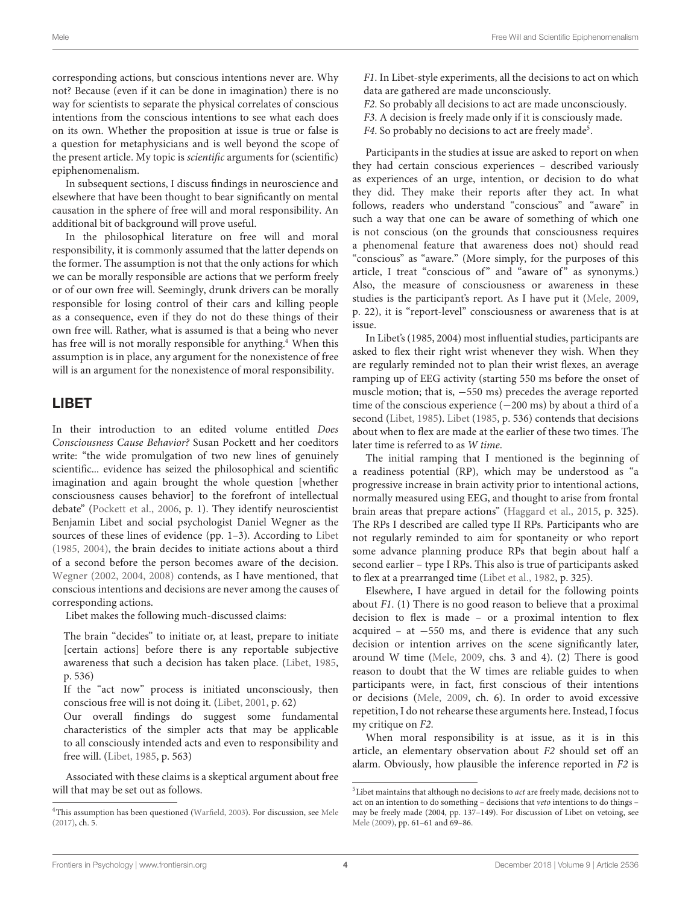corresponding actions, but conscious intentions never are. Why not? Because (even if it can be done in imagination) there is no way for scientists to separate the physical correlates of conscious intentions from the conscious intentions to see what each does on its own. Whether the proposition at issue is true or false is a question for metaphysicians and is well beyond the scope of the present article. My topic is *scientific* arguments for (scientific) epiphenomenalism.

In subsequent sections, I discuss findings in neuroscience and elsewhere that have been thought to bear significantly on mental causation in the sphere of free will and moral responsibility. An additional bit of background will prove useful.

In the philosophical literature on free will and moral responsibility, it is commonly assumed that the latter depends on the former. The assumption is not that the only actions for which we can be morally responsible are actions that we perform freely or of our own free will. Seemingly, drunk drivers can be morally responsible for losing control of their cars and killing people as a consequence, even if they do not do these things of their own free will. Rather, what is assumed is that a being who never has free will is not morally responsible for anything.[4] When this assumption is in place, any argument for the nonexistence of free will is an argument for the nonexistence of moral responsibility.

## LIBET

In their introduction to an edited volume entitled *Does Consciousness Cause Behavior?* Susan Pockett and her coeditors write: "the wide promulgation of two new lines of genuinely scientific... evidence has seized the philosophical and scientific imagination and again brought the whole question [whether consciousness causes behavior] to the forefront of intellectual debate" (Pockett et al., 2006, p. 1). They identify neuroscientist Benjamin Libet and social psychologist Daniel Wegner as the sources of these lines of evidence (pp. 1–3). According to Libet (1985, 2004), the brain decides to initiate actions about a third of a second before the person becomes aware of the decision. Wegner (2002, 2004, 2008) contends, as I have mentioned, that conscious intentions and decisions are never among the causes of corresponding actions.

Libet makes the following much-discussed claims:

> The brain "decides" to initiate or, at least, prepare to initiate [certain actions] before there is any reportable subjective awareness that such a decision has taken place. (Libet, 1985, p. 536)
>
> If the "act now" process is initiated unconsciously, then conscious free will is not doing it. (Libet, 2001, p. 62)
>
> Our overall findings do suggest some fundamental characteristics of the simpler acts that may be applicable to all consciously intended acts and even to responsibility and free will. (Libet, 1985, p. 563)

Associated with these claims is a skeptical argument about free will that may be set out as follows.

*F1*. In Libet-style experiments, all the decisions to act on which data are gathered are made unconsciously.
*F2*. So probably all decisions to act are made unconsciously.
*F3*. A decision is freely made only if it is consciously made.
*F4*. So probably no decisions to act are freely made[5].

Participants in the studies at issue are asked to report on when they had certain conscious experiences – described variously as experiences of an urge, intention, or decision to do what they did. They make their reports after they act. In what follows, readers who understand "conscious" and "aware" in such a way that one can be aware of something of which one is not conscious (on the grounds that consciousness requires a phenomenal feature that awareness does not) should read "conscious" as "aware." (More simply, for the purposes of this article, I treat "conscious of" and "aware of" as synonyms.) Also, the measure of consciousness or awareness in these studies is the participant's report. As I have put it (Mele, 2009, p. 22), it is "report-level" consciousness or awareness that is at issue.

In Libet's (1985, 2004) most influential studies, participants are asked to flex their right wrist whenever they wish. When they are regularly reminded not to plan their wrist flexes, an average ramping up of EEG activity (starting 550 ms before the onset of muscle motion; that is, −550 ms) precedes the average reported time of the conscious experience (−200 ms) by about a third of a second (Libet, 1985). Libet (1985, p. 536) contends that decisions about when to flex are made at the earlier of these two times. The later time is referred to as *W time*.

The initial ramping that I mentioned is the beginning of a readiness potential (RP), which may be understood as "a progressive increase in brain activity prior to intentional actions, normally measured using EEG, and thought to arise from frontal brain areas that prepare actions" (Haggard et al., 2015, p. 325). The RPs I described are called type II RPs. Participants who are not regularly reminded to aim for spontaneity or who report some advance planning produce RPs that begin about half a second earlier – type I RPs. This also is true of participants asked to flex at a prearranged time (Libet et al., 1982, p. 325).

Elsewhere, I have argued in detail for the following points about *F1*. (1) There is no good reason to believe that a proximal decision to flex is made – or a proximal intention to flex acquired – at −550 ms, and there is evidence that any such decision or intention arrives on the scene significantly later, around W time (Mele, 2009, chs. 3 and 4). (2) There is good reason to doubt that the W times are reliable guides to when participants were, in fact, first conscious of their intentions or decisions (Mele, 2009, ch. 6). In order to avoid excessive repetition, I do not rehearse these arguments here. Instead, I focus my critique on *F2*.

When moral responsibility is at issue, as it is in this article, an elementary observation about *F2* should set off an alarm. Obviously, how plausible the inference reported in *F2* is

[4]This assumption has been questioned (Warfield, 2003). For discussion, see Mele (2017), ch. 5.

[5]Libet maintains that although no decisions to *act* are freely made, decisions not to act on an intention to do something – decisions that *veto* intentions to do things – may be freely made (2004, pp. 137–149). For discussion of Libet on vetoing, see Mele (2009), pp. 61–61 and 69–86.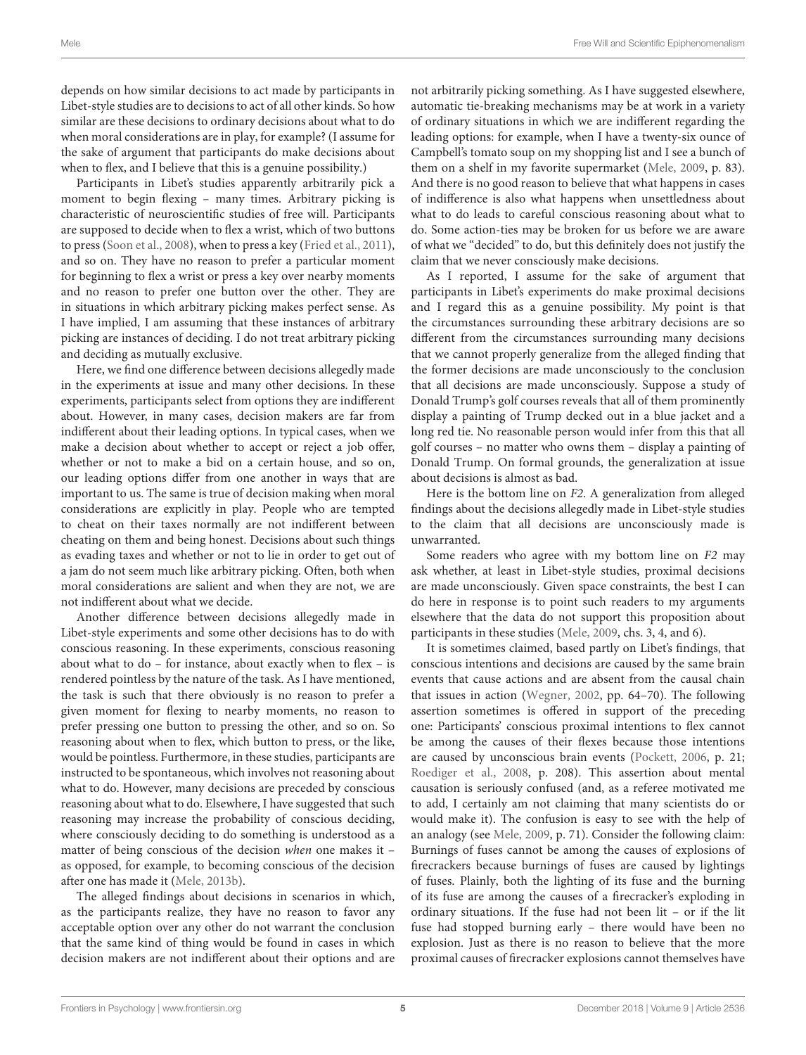depends on how similar decisions to act made by participants in Libet-style studies are to decisions to act of all other kinds. So how similar are these decisions to ordinary decisions about what to do when moral considerations are in play, for example? (I assume for the sake of argument that participants do make decisions about when to flex, and I believe that this is a genuine possibility.)

Participants in Libet's studies apparently arbitrarily pick a moment to begin flexing – many times. Arbitrary picking is characteristic of neuroscientific studies of free will. Participants are supposed to decide when to flex a wrist, which of two buttons to press (Soon et al., 2008), when to press a key (Fried et al., 2011), and so on. They have no reason to prefer a particular moment for beginning to flex a wrist or press a key over nearby moments and no reason to prefer one button over the other. They are in situations in which arbitrary picking makes perfect sense. As I have implied, I am assuming that these instances of arbitrary picking are instances of deciding. I do not treat arbitrary picking and deciding as mutually exclusive.

Here, we find one difference between decisions allegedly made in the experiments at issue and many other decisions. In these experiments, participants select from options they are indifferent about. However, in many cases, decision makers are far from indifferent about their leading options. In typical cases, when we make a decision about whether to accept or reject a job offer, whether or not to make a bid on a certain house, and so on, our leading options differ from one another in ways that are important to us. The same is true of decision making when moral considerations are explicitly in play. People who are tempted to cheat on their taxes normally are not indifferent between cheating on them and being honest. Decisions about such things as evading taxes and whether or not to lie in order to get out of a jam do not seem much like arbitrary picking. Often, both when moral considerations are salient and when they are not, we are not indifferent about what we decide.

Another difference between decisions allegedly made in Libet-style experiments and some other decisions has to do with conscious reasoning. In these experiments, conscious reasoning about what to do – for instance, about exactly when to flex – is rendered pointless by the nature of the task. As I have mentioned, the task is such that there obviously is no reason to prefer a given moment for flexing to nearby moments, no reason to prefer pressing one button to pressing the other, and so on. So reasoning about when to flex, which button to press, or the like, would be pointless. Furthermore, in these studies, participants are instructed to be spontaneous, which involves not reasoning about what to do. However, many decisions are preceded by conscious reasoning about what to do. Elsewhere, I have suggested that such reasoning may increase the probability of conscious deciding, where consciously deciding to do something is understood as a matter of being conscious of the decision *when* one makes it – as opposed, for example, to becoming conscious of the decision after one has made it (Mele, 2013b).

The alleged findings about decisions in scenarios in which, as the participants realize, they have no reason to favor any acceptable option over any other do not warrant the conclusion that the same kind of thing would be found in cases in which decision makers are not indifferent about their options and are not arbitrarily picking something. As I have suggested elsewhere, automatic tie-breaking mechanisms may be at work in a variety of ordinary situations in which we are indifferent regarding the leading options: for example, when I have a twenty-six ounce of Campbell's tomato soup on my shopping list and I see a bunch of them on a shelf in my favorite supermarket (Mele, 2009, p. 83). And there is no good reason to believe that what happens in cases of indifference is also what happens when unsettledness about what to do leads to careful conscious reasoning about what to do. Some action-ties may be broken for us before we are aware of what we "decided" to do, but this definitely does not justify the claim that we never consciously make decisions.

As I reported, I assume for the sake of argument that participants in Libet's experiments do make proximal decisions and I regard this as a genuine possibility. My point is that the circumstances surrounding these arbitrary decisions are so different from the circumstances surrounding many decisions that we cannot properly generalize from the alleged finding that the former decisions are made unconsciously to the conclusion that all decisions are made unconsciously. Suppose a study of Donald Trump's golf courses reveals that all of them prominently display a painting of Trump decked out in a blue jacket and a long red tie. No reasonable person would infer from this that all golf courses – no matter who owns them – display a painting of Donald Trump. On formal grounds, the generalization at issue about decisions is almost as bad.

Here is the bottom line on *F2*. A generalization from alleged findings about the decisions allegedly made in Libet-style studies to the claim that all decisions are unconsciously made is unwarranted.

Some readers who agree with my bottom line on *F2* may ask whether, at least in Libet-style studies, proximal decisions are made unconsciously. Given space constraints, the best I can do here in response is to point such readers to my arguments elsewhere that the data do not support this proposition about participants in these studies (Mele, 2009, chs. 3, 4, and 6).

It is sometimes claimed, based partly on Libet's findings, that conscious intentions and decisions are caused by the same brain events that cause actions and are absent from the causal chain that issues in action (Wegner, 2002, pp. 64–70). The following assertion sometimes is offered in support of the preceding one: Participants' conscious proximal intentions to flex cannot be among the causes of their flexes because those intentions are caused by unconscious brain events (Pockett, 2006, p. 21; Roediger et al., 2008, p. 208). This assertion about mental causation is seriously confused (and, as a referee motivated me to add, I certainly am not claiming that many scientists do or would make it). The confusion is easy to see with the help of an analogy (see Mele, 2009, p. 71). Consider the following claim: Burnings of fuses cannot be among the causes of explosions of firecrackers because burnings of fuses are caused by lightings of fuses. Plainly, both the lighting of its fuse and the burning of its fuse are among the causes of a firecracker's exploding in ordinary situations. If the fuse had not been lit – or if the lit fuse had stopped burning early – there would have been no explosion. Just as there is no reason to believe that the more proximal causes of firecracker explosions cannot themselves have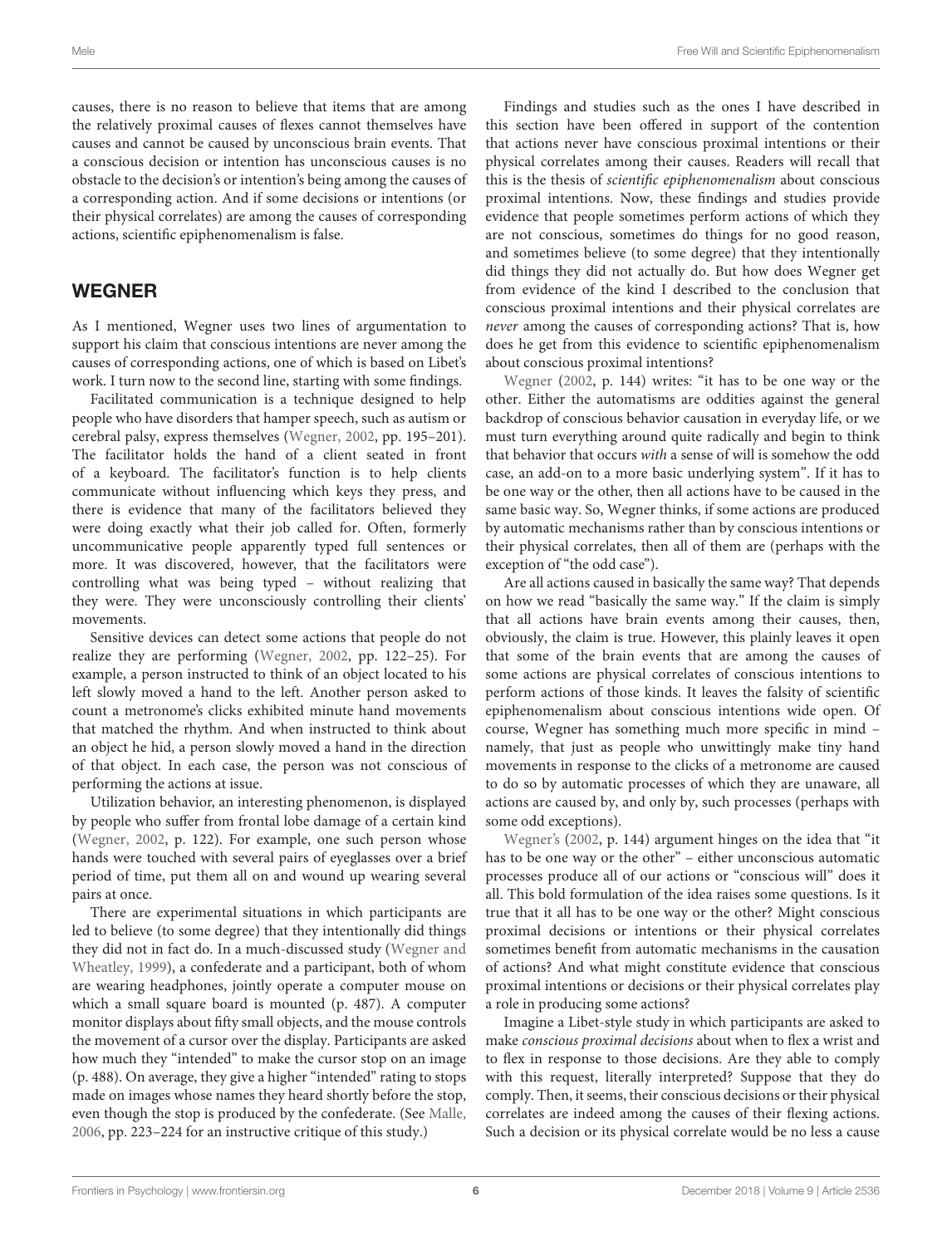causes, there is no reason to believe that items that are among the relatively proximal causes of flexes cannot themselves have causes and cannot be caused by unconscious brain events. That a conscious decision or intention has unconscious causes is no obstacle to the decision's or intention's being among the causes of a corresponding action. And if some decisions or intentions (or their physical correlates) are among the causes of corresponding actions, scientific epiphenomenalism is false.

## WEGNER

As I mentioned, Wegner uses two lines of argumentation to support his claim that conscious intentions are never among the causes of corresponding actions, one of which is based on Libet's work. I turn now to the second line, starting with some findings.

Facilitated communication is a technique designed to help people who have disorders that hamper speech, such as autism or cerebral palsy, express themselves (Wegner, 2002, pp. 195–201). The facilitator holds the hand of a client seated in front of a keyboard. The facilitator's function is to help clients communicate without influencing which keys they press, and there is evidence that many of the facilitators believed they were doing exactly what their job called for. Often, formerly uncommunicative people apparently typed full sentences or more. It was discovered, however, that the facilitators were controlling what was being typed – without realizing that they were. They were unconsciously controlling their clients' movements.

Sensitive devices can detect some actions that people do not realize they are performing (Wegner, 2002, pp. 122–25). For example, a person instructed to think of an object located to his left slowly moved a hand to the left. Another person asked to count a metronome's clicks exhibited minute hand movements that matched the rhythm. And when instructed to think about an object he hid, a person slowly moved a hand in the direction of that object. In each case, the person was not conscious of performing the actions at issue.

Utilization behavior, an interesting phenomenon, is displayed by people who suffer from frontal lobe damage of a certain kind (Wegner, 2002, p. 122). For example, one such person whose hands were touched with several pairs of eyeglasses over a brief period of time, put them all on and wound up wearing several pairs at once.

There are experimental situations in which participants are led to believe (to some degree) that they intentionally did things they did not in fact do. In a much-discussed study (Wegner and Wheatley, 1999), a confederate and a participant, both of whom are wearing headphones, jointly operate a computer mouse on which a small square board is mounted (p. 487). A computer monitor displays about fifty small objects, and the mouse controls the movement of a cursor over the display. Participants are asked how much they "intended" to make the cursor stop on an image (p. 488). On average, they give a higher "intended" rating to stops made on images whose names they heard shortly before the stop, even though the stop is produced by the confederate. (See Malle, 2006, pp. 223–224 for an instructive critique of this study.)

Findings and studies such as the ones I have described in this section have been offered in support of the contention that actions never have conscious proximal intentions or their physical correlates among their causes. Readers will recall that this is the thesis of *scientific epiphenomenalism* about conscious proximal intentions. Now, these findings and studies provide evidence that people sometimes perform actions of which they are not conscious, sometimes do things for no good reason, and sometimes believe (to some degree) that they intentionally did things they did not actually do. But how does Wegner get from evidence of the kind I described to the conclusion that conscious proximal intentions and their physical correlates are *never* among the causes of corresponding actions? That is, how does he get from this evidence to scientific epiphenomenalism about conscious proximal intentions?

Wegner (2002, p. 144) writes: "it has to be one way or the other. Either the automatisms are oddities against the general backdrop of conscious behavior causation in everyday life, or we must turn everything around quite radically and begin to think that behavior that occurs *with* a sense of will is somehow the odd case, an add-on to a more basic underlying system". If it has to be one way or the other, then all actions have to be caused in the same basic way. So, Wegner thinks, if some actions are produced by automatic mechanisms rather than by conscious intentions or their physical correlates, then all of them are (perhaps with the exception of "the odd case").

Are all actions caused in basically the same way? That depends on how we read "basically the same way." If the claim is simply that all actions have brain events among their causes, then, obviously, the claim is true. However, this plainly leaves it open that some of the brain events that are among the causes of some actions are physical correlates of conscious intentions to perform actions of those kinds. It leaves the falsity of scientific epiphenomenalism about conscious intentions wide open. Of course, Wegner has something much more specific in mind – namely, that just as people who unwittingly make tiny hand movements in response to the clicks of a metronome are caused to do so by automatic processes of which they are unaware, all actions are caused by, and only by, such processes (perhaps with some odd exceptions).

Wegner's (2002, p. 144) argument hinges on the idea that "it has to be one way or the other" – either unconscious automatic processes produce all of our actions or "conscious will" does it all. This bold formulation of the idea raises some questions. Is it true that it all has to be one way or the other? Might conscious proximal decisions or intentions or their physical correlates sometimes benefit from automatic mechanisms in the causation of actions? And what might constitute evidence that conscious proximal intentions or decisions or their physical correlates play a role in producing some actions?

Imagine a Libet-style study in which participants are asked to make *conscious proximal decisions* about when to flex a wrist and to flex in response to those decisions. Are they able to comply with this request, literally interpreted? Suppose that they do comply. Then, it seems, their conscious decisions or their physical correlates are indeed among the causes of their flexing actions. Such a decision or its physical correlate would be no less a cause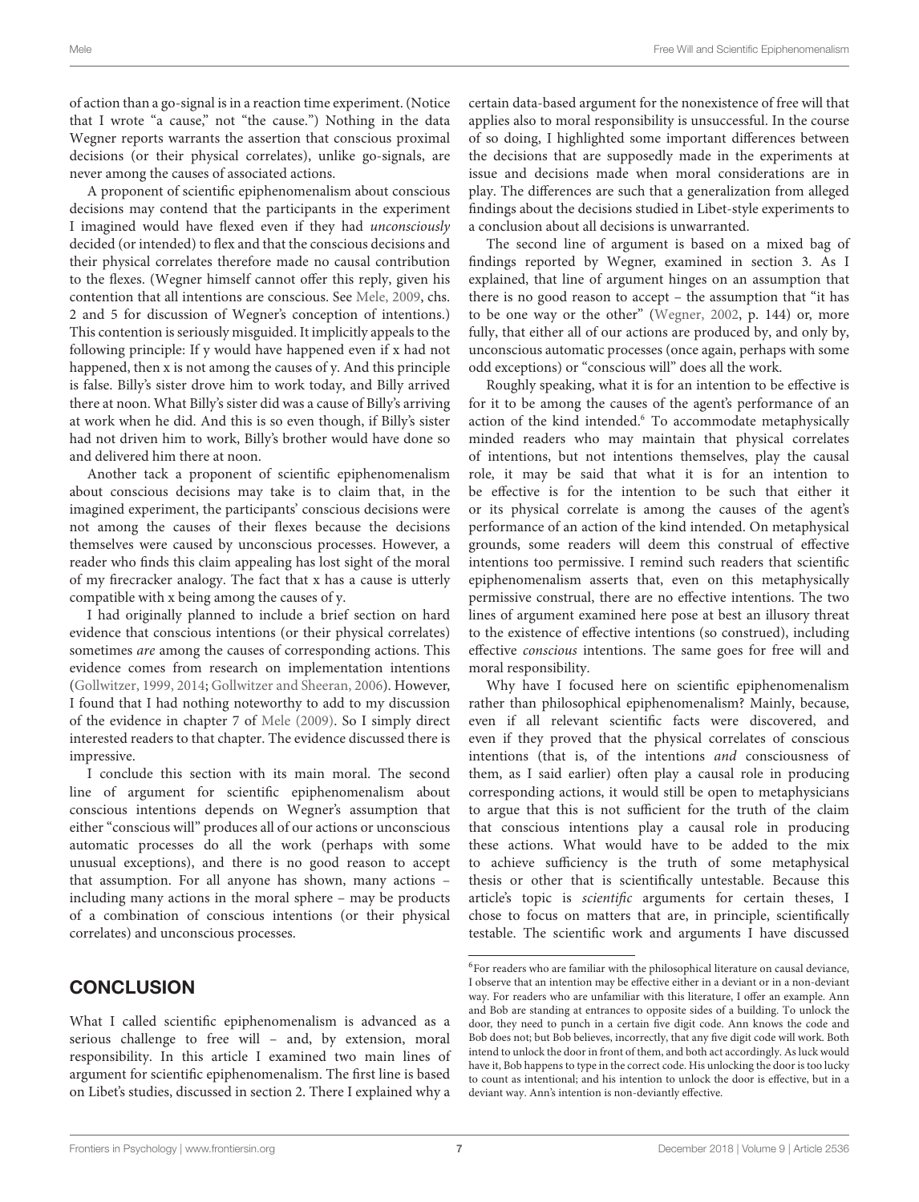of action than a go-signal is in a reaction time experiment. (Notice that I wrote "a cause," not "the cause.") Nothing in the data Wegner reports warrants the assertion that conscious proximal decisions (or their physical correlates), unlike go-signals, are never among the causes of associated actions.

A proponent of scientific epiphenomenalism about conscious decisions may contend that the participants in the experiment I imagined would have flexed even if they had *unconsciously* decided (or intended) to flex and that the conscious decisions and their physical correlates therefore made no causal contribution to the flexes. (Wegner himself cannot offer this reply, given his contention that all intentions are conscious. See Mele, 2009, chs. 2 and 5 for discussion of Wegner's conception of intentions.) This contention is seriously misguided. It implicitly appeals to the following principle: If y would have happened even if x had not happened, then x is not among the causes of y. And this principle is false. Billy's sister drove him to work today, and Billy arrived there at noon. What Billy's sister did was a cause of Billy's arriving at work when he did. And this is so even though, if Billy's sister had not driven him to work, Billy's brother would have done so and delivered him there at noon.

Another tack a proponent of scientific epiphenomenalism about conscious decisions may take is to claim that, in the imagined experiment, the participants' conscious decisions were not among the causes of their flexes because the decisions themselves were caused by unconscious processes. However, a reader who finds this claim appealing has lost sight of the moral of my firecracker analogy. The fact that x has a cause is utterly compatible with x being among the causes of y.

I had originally planned to include a brief section on hard evidence that conscious intentions (or their physical correlates) sometimes *are* among the causes of corresponding actions. This evidence comes from research on implementation intentions (Gollwitzer, 1999, 2014; Gollwitzer and Sheeran, 2006). However, I found that I had nothing noteworthy to add to my discussion of the evidence in chapter 7 of Mele (2009). So I simply direct interested readers to that chapter. The evidence discussed there is impressive.

I conclude this section with its main moral. The second line of argument for scientific epiphenomenalism about conscious intentions depends on Wegner's assumption that either "conscious will" produces all of our actions or unconscious automatic processes do all the work (perhaps with some unusual exceptions), and there is no good reason to accept that assumption. For all anyone has shown, many actions – including many actions in the moral sphere – may be products of a combination of conscious intentions (or their physical correlates) and unconscious processes.

## CONCLUSION

What I called scientific epiphenomenalism is advanced as a serious challenge to free will – and, by extension, moral responsibility. In this article I examined two main lines of argument for scientific epiphenomenalism. The first line is based on Libet's studies, discussed in section 2. There I explained why a certain data-based argument for the nonexistence of free will that applies also to moral responsibility is unsuccessful. In the course of so doing, I highlighted some important differences between the decisions that are supposedly made in the experiments at issue and decisions made when moral considerations are in play. The differences are such that a generalization from alleged findings about the decisions studied in Libet-style experiments to a conclusion about all decisions is unwarranted.

The second line of argument is based on a mixed bag of findings reported by Wegner, examined in section 3. As I explained, that line of argument hinges on an assumption that there is no good reason to accept – the assumption that "it has to be one way or the other" (Wegner, 2002, p. 144) or, more fully, that either all of our actions are produced by, and only by, unconscious automatic processes (once again, perhaps with some odd exceptions) or "conscious will" does all the work.

Roughly speaking, what it is for an intention to be effective is for it to be among the causes of the agent's performance of an action of the kind intended.[6] To accommodate metaphysically minded readers who may maintain that physical correlates of intentions, but not intentions themselves, play the causal role, it may be said that what it is for an intention to be effective is for the intention to be such that either it or its physical correlate is among the causes of the agent's performance of an action of the kind intended. On metaphysical grounds, some readers will deem this construal of effective intentions too permissive. I remind such readers that scientific epiphenomenalism asserts that, even on this metaphysically permissive construal, there are no effective intentions. The two lines of argument examined here pose at best an illusory threat to the existence of effective intentions (so construed), including effective *conscious* intentions. The same goes for free will and moral responsibility.

Why have I focused here on scientific epiphenomenalism rather than philosophical epiphenomenalism? Mainly, because, even if all relevant scientific facts were discovered, and even if they proved that the physical correlates of conscious intentions (that is, of the intentions *and* consciousness of them, as I said earlier) often play a causal role in producing corresponding actions, it would still be open to metaphysicians to argue that this is not sufficient for the truth of the claim that conscious intentions play a causal role in producing these actions. What would have to be added to the mix to achieve sufficiency is the truth of some metaphysical thesis or other that is scientifically untestable. Because this article's topic is *scientific* arguments for certain theses, I chose to focus on matters that are, in principle, scientifically testable. The scientific work and arguments I have discussed

[6]For readers who are familiar with the philosophical literature on causal deviance, I observe that an intention may be effective either in a deviant or in a non-deviant way. For readers who are unfamiliar with this literature, I offer an example. Ann and Bob are standing at entrances to opposite sides of a building. To unlock the door, they need to punch in a certain five digit code. Ann knows the code and Bob does not; but Bob believes, incorrectly, that any five digit code will work. Both intend to unlock the door in front of them, and both act accordingly. As luck would have it, Bob happens to type in the correct code. His unlocking the door is too lucky to count as intentional; and his intention to unlock the door is effective, but in a deviant way. Ann's intention is non-deviantly effective.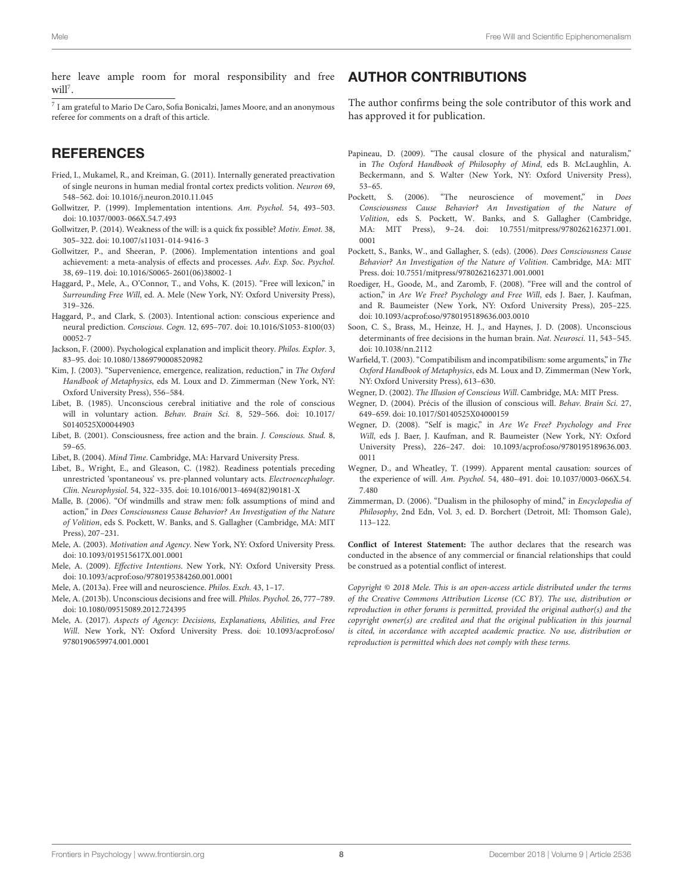here leave ample room for moral responsibility and free will[7].

[7] I am grateful to Mario De Caro, Sofia Bonicalzi, James Moore, and an anonymous referee for comments on a draft of this article.

## AUTHOR CONTRIBUTIONS

The author confirms being the sole contributor of this work and has approved it for publication.

## REFERENCES

Fried, I., Mukamel, R., and Kreiman, G. (2011). Internally generated preactivation of single neurons in human medial frontal cortex predicts volition. *Neuron* 69, 548–562. doi: 10.1016/j.neuron.2010.11.045

Gollwitzer, P. (1999). Implementation intentions. *Am. Psychol.* 54, 493–503. doi: 10.1037/0003-066X.54.7.493

Gollwitzer, P. (2014). Weakness of the will: is a quick fix possible? *Motiv. Emot.* 38, 305–322. doi: 10.1007/s11031-014-9416-3

Gollwitzer, P., and Sheeran, P. (2006). Implementation intentions and goal achievement: a meta-analysis of effects and processes. *Adv. Exp. Soc. Psychol.* 38, 69–119. doi: 10.1016/S0065-2601(06)38002-1

Haggard, P., Mele, A., O'Connor, T., and Vohs, K. (2015). "Free will lexicon," in *Surrounding Free Will*, ed. A. Mele (New York, NY: Oxford University Press), 319–326.

Haggard, P., and Clark, S. (2003). Intentional action: conscious experience and neural prediction. *Conscious. Cogn.* 12, 695–707. doi: 10.1016/S1053-8100(03)00052-7

Jackson, F. (2000). Psychological explanation and implicit theory. *Philos. Explor.* 3, 83–95. doi: 10.1080/13869790008520982

Kim, J. (2003). "Supervenience, emergence, realization, reduction," in *The Oxford Handbook of Metaphysics*, eds M. Loux and D. Zimmerman (New York, NY: Oxford University Press), 556–584.

Libet, B. (1985). Unconscious cerebral initiative and the role of conscious will in voluntary action. *Behav. Brain Sci.* 8, 529–566. doi: 10.1017/S0140525X00044903

Libet, B. (2001). Consciousness, free action and the brain. *J. Conscious. Stud.* 8, 59–65.

Libet, B. (2004). *Mind Time*. Cambridge, MA: Harvard University Press.

Libet, B., Wright, E., and Gleason, C. (1982). Readiness potentials preceding unrestricted 'spontaneous' vs. pre-planned voluntary acts. *Electroencephalogr. Clin. Neurophysiol.* 54, 322–335. doi: 10.1016/0013-4694(82)90181-X

Malle, B. (2006). "Of windmills and straw men: folk assumptions of mind and action," in *Does Consciousness Cause Behavior? An Investigation of the Nature of Volition*, eds S. Pockett, W. Banks, and S. Gallagher (Cambridge, MA: MIT Press), 207–231.

Mele, A. (2003). *Motivation and Agency*. New York, NY: Oxford University Press. doi: 10.1093/019515617X.001.0001

Mele, A. (2009). *Effective Intentions*. New York, NY: Oxford University Press. doi: 10.1093/acprof:oso/9780195384260.001.0001

Mele, A. (2013a). Free will and neuroscience. *Philos. Exch.* 43, 1–17.

Mele, A. (2013b). Unconscious decisions and free will. *Philos. Psychol.* 26, 777–789. doi: 10.1080/09515089.2012.724395

Mele, A. (2017). *Aspects of Agency: Decisions, Explanations, Abilities, and Free Will*. New York, NY: Oxford University Press. doi: 10.1093/acprof:oso/9780190659974.001.0001

Papineau, D. (2009). "The causal closure of the physical and naturalism," in *The Oxford Handbook of Philosophy of Mind*, eds B. McLaughlin, A. Beckermann, and S. Walter (New York, NY: Oxford University Press), 53–65.

Pockett, S. (2006). "The neuroscience of movement," in *Does Consciousness Cause Behavior? An Investigation of the Nature of Volition*, eds S. Pockett, W. Banks, and S. Gallagher (Cambridge, MA: MIT Press), 9–24. doi: 10.7551/mitpress/9780262162371.001.0001

Pockett, S., Banks, W., and Gallagher, S. (eds). (2006). *Does Consciousness Cause Behavior? An Investigation of the Nature of Volition*. Cambridge, MA: MIT Press. doi: 10.7551/mitpress/9780262162371.001.0001

Roediger, H., Goode, M., and Zaromb, F. (2008). "Free will and the control of action," in *Are We Free? Psychology and Free Will*, eds J. Baer, J. Kaufman, and R. Baumeister (New York, NY: Oxford University Press), 205–225. doi: 10.1093/acprof:oso/9780195189636.003.0010

Soon, C. S., Brass, M., Heinze, H. J., and Haynes, J. D. (2008). Unconscious determinants of free decisions in the human brain. *Nat. Neurosci.* 11, 543–545. doi: 10.1038/nn.2112

Warfield, T. (2003). "Compatibilism and incompatibilism: some arguments," in *The Oxford Handbook of Metaphysics*, eds M. Loux and D. Zimmerman (New York, NY: Oxford University Press), 613–630.

Wegner, D. (2002). *The Illusion of Conscious Will*. Cambridge, MA: MIT Press.

Wegner, D. (2004). Précis of the illusion of conscious will. *Behav. Brain Sci.* 27, 649–659. doi: 10.1017/S0140525X04000159

Wegner, D. (2008). "Self is magic," in *Are We Free? Psychology and Free Will*, eds J. Baer, J. Kaufman, and R. Baumeister (New York, NY: Oxford University Press), 226–247. doi: 10.1093/acprof:oso/9780195189636.003.0011

Wegner, D., and Wheatley, T. (1999). Apparent mental causation: sources of the experience of will. *Am. Psychol.* 54, 480–491. doi: 10.1037/0003-066X.54.7.480

Zimmerman, D. (2006). "Dualism in the philosophy of mind," in *Encyclopedia of Philosophy*, 2nd Edn, Vol. 3, ed. D. Borchert (Detroit, MI: Thomson Gale), 113–122.

**Conflict of Interest Statement:** The author declares that the research was conducted in the absence of any commercial or financial relationships that could be construed as a potential conflict of interest.

*Copyright © 2018 Mele. This is an open-access article distributed under the terms of the Creative Commons Attribution License (CC BY). The use, distribution or reproduction in other forums is permitted, provided the original author(s) and the copyright owner(s) are credited and that the original publication in this journal is cited, in accordance with accepted academic practice. No use, distribution or reproduction is permitted which does not comply with these terms.*